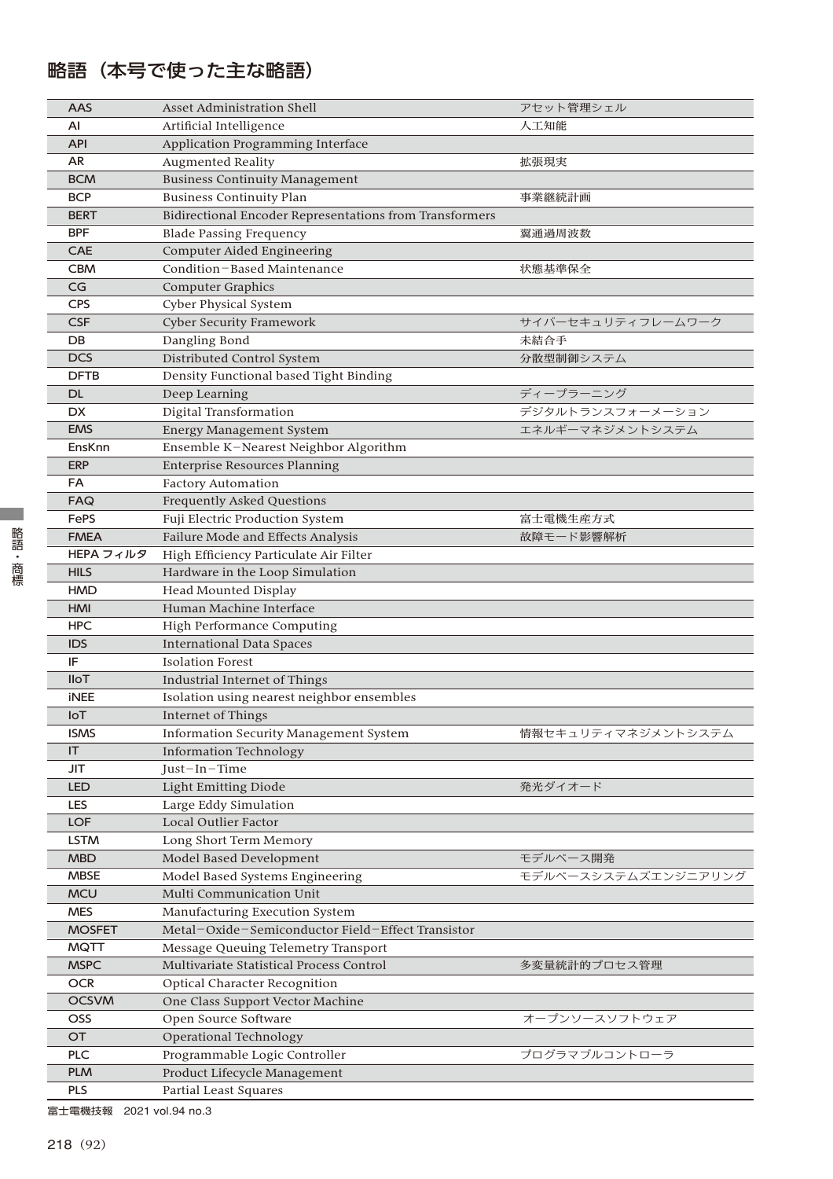# 略語（本号で使った主な略語）

| | | |
|---|---|---|
| AAS | Asset Administration Shell | アセット管理シェル |
| AI | Artificial Intelligence | 人工知能 |
| API | Application Programming Interface | |
| AR | Augmented Reality | 拡張現実 |
| BCM | Business Continuity Management | |
| BCP | Business Continuity Plan | 事業継続計画 |
| BERT | Bidirectional Encoder Representations from Transformers | |
| BPF | Blade Passing Frequency | 翼通過周波数 |
| CAE | Computer Aided Engineering | |
| CBM | Condition−Based Maintenance | 状態基準保全 |
| CG | Computer Graphics | |
| CPS | Cyber Physical System | |
| CSF | Cyber Security Framework | サイバーセキュリティフレームワーク |
| DB | Dangling Bond | 未結合手 |
| DCS | Distributed Control System | 分散型制御システム |
| DFTB | Density Functional based Tight Binding | |
| DL | Deep Learning | ディープラーニング |
| DX | Digital Transformation | デジタルトランスフォーメーション |
| EMS | Energy Management System | エネルギーマネジメントシステム |
| EnsKnn | Ensemble K−Nearest Neighbor Algorithm | |
| ERP | Enterprise Resources Planning | |
| FA | Factory Automation | |
| FAQ | Frequently Asked Questions | |
| FePS | Fuji Electric Production System | 富士電機生産方式 |
| FMEA | Failure Mode and Effects Analysis | 故障モード影響解析 |
| HEPA フィルタ | High Efficiency Particulate Air Filter | |
| HILS | Hardware in the Loop Simulation | |
| HMD | Head Mounted Display | |
| HMI | Human Machine Interface | |
| HPC | High Performance Computing | |
| IDS | International Data Spaces | |
| IF | Isolation Forest | |
| IIoT | Industrial Internet of Things | |
| iNEE | Isolation using nearest neighbor ensembles | |
| IoT | Internet of Things | |
| ISMS | Information Security Management System | 情報セキュリティマネジメントシステム |
| IT | Information Technology | |
| JIT | Just−In−Time | |
| LED | Light Emitting Diode | 発光ダイオード |
| LES | Large Eddy Simulation | |
| LOF | Local Outlier Factor | |
| LSTM | Long Short Term Memory | |
| MBD | Model Based Development | モデルベース開発 |
| MBSE | Model Based Systems Engineering | モデルベースシステムズエンジニアリング |
| MCU | Multi Communication Unit | |
| MES | Manufacturing Execution System | |
| MOSFET | Metal−Oxide−Semiconductor Field−Effect Transistor | |
| MQTT | Message Queuing Telemetry Transport | |
| MSPC | Multivariate Statistical Process Control | 多変量統計的プロセス管理 |
| OCR | Optical Character Recognition | |
| OCSVM | One Class Support Vector Machine | |
| OSS | Open Source Software | オープンソースソフトウェア |
| OT | Operational Technology | |
| PLC | Programmable Logic Controller | プログラマブルコントローラ |
| PLM | Product Lifecycle Management | |
| PLS | Partial Least Squares | |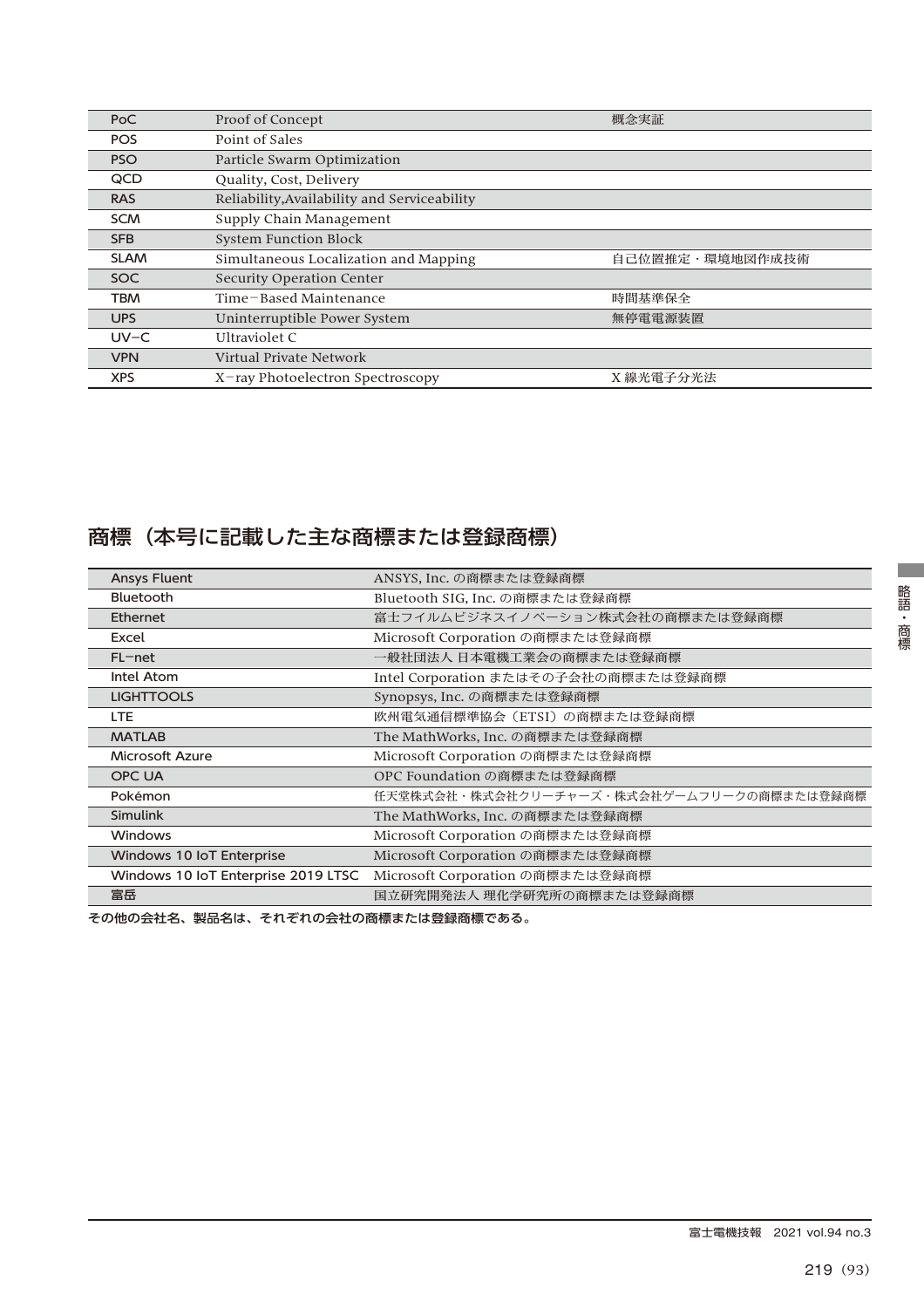| PoC | Proof of Concept | 概念実証 |
|---|---|---|
| POS | Point of Sales | |
| PSO | Particle Swarm Optimization | |
| QCD | Quality, Cost, Delivery | |
| RAS | Reliability,Availability and Serviceability | |
| SCM | Supply Chain Management | |
| SFB | System Function Block | |
| SLAM | Simultaneous Localization and Mapping | 自己位置推定・環境地図作成技術 |
| SOC | Security Operation Center | |
| TBM | Time−Based Maintenance | 時間基準保全 |
| UPS | Uninterruptible Power System | 無停電電源装置 |
| UV−C | Ultraviolet C | |
| VPN | Virtual Private Network | |
| XPS | X−ray Photoelectron Spectroscopy | X 線光電子分光法 |

## 商標（本号に記載した主な商標または登録商標）

| Ansys Fluent | ANSYS, Inc. の商標または登録商標 |
|---|---|
| Bluetooth | Bluetooth SIG, Inc. の商標または登録商標 |
| Ethernet | 富士フイルムビジネスイノベーション株式会社の商標または登録商標 |
| Excel | Microsoft Corporation の商標または登録商標 |
| FL−net | 一般社団法人 日本電機工業会の商標または登録商標 |
| Intel Atom | Intel Corporation またはその子会社の商標または登録商標 |
| LIGHTTOOLS | Synopsys, Inc. の商標または登録商標 |
| LTE | 欧州電気通信標準協会（ETSI）の商標または登録商標 |
| MATLAB | The MathWorks, Inc. の商標または登録商標 |
| Microsoft Azure | Microsoft Corporation の商標または登録商標 |
| OPC UA | OPC Foundation の商標または登録商標 |
| Pokémon | 任天堂株式会社・株式会社クリーチャーズ・株式会社ゲームフリークの商標または登録商標 |
| Simulink | The MathWorks, Inc. の商標または登録商標 |
| Windows | Microsoft Corporation の商標または登録商標 |
| Windows 10 IoT Enterprise | Microsoft Corporation の商標または登録商標 |
| Windows 10 IoT Enterprise 2019 LTSC | Microsoft Corporation の商標または登録商標 |
| 富岳 | 国立研究開発法人 理化学研究所の商標または登録商標 |

**その他の会社名、製品名は、それぞれの会社の商標または登録商標である。**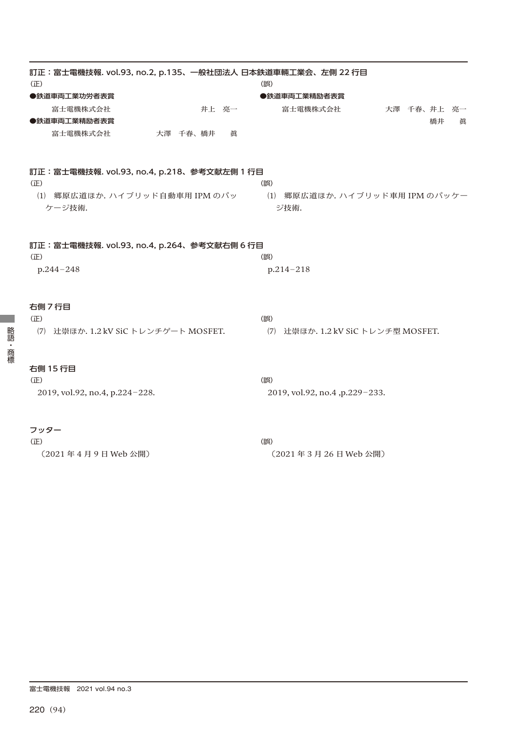### 訂正：富士電機技報. vol.93, no.2, p.135、一般社団法人 日本鉄道車輌工業会、左側 22 行目

（正）

**●鉄道車両工業功労者表賞**

富士電機株式会社　井上　亮一

**●鉄道車両工業精励者表賞**

富士電機株式会社　大澤　千春、橋井　眞

（誤）

**●鉄道車両工業精励者表賞**

富士電機株式会社　大澤　千春、井上　亮一
橋井　眞

### 訂正：富士電機技報. vol.93, no.4, p.218、参考文献左側 1 行目

（正）

⑴　郷原広道ほか. ハイブリッド自動車用 IPM のパッケージ技術.

（誤）

⑴　郷原広道ほか. ハイブリッド車用 IPM のパッケージ技術.

### 訂正：富士電機技報. vol.93, no.4, p.264、参考文献右側 6 行目

（正）

p.244‒248

（誤）

p.214‒218

### 右側 7 行目

（正）

⑺　辻崇ほか. 1.2 kV SiC トレンチゲート MOSFET.

（誤）

⑺　辻崇ほか. 1.2 kV SiC トレンチ型 MOSFET.

### 右側 15 行目

（正）

2019, vol.92, no.4, p.224‒228.

（誤）

2019, vol.92, no.4 ,p.229‒233.

### フッター

（正）

〔2021 年 4 月 9 日 Web 公開〕

（誤）

〔2021 年 3 月 26 日 Web 公開〕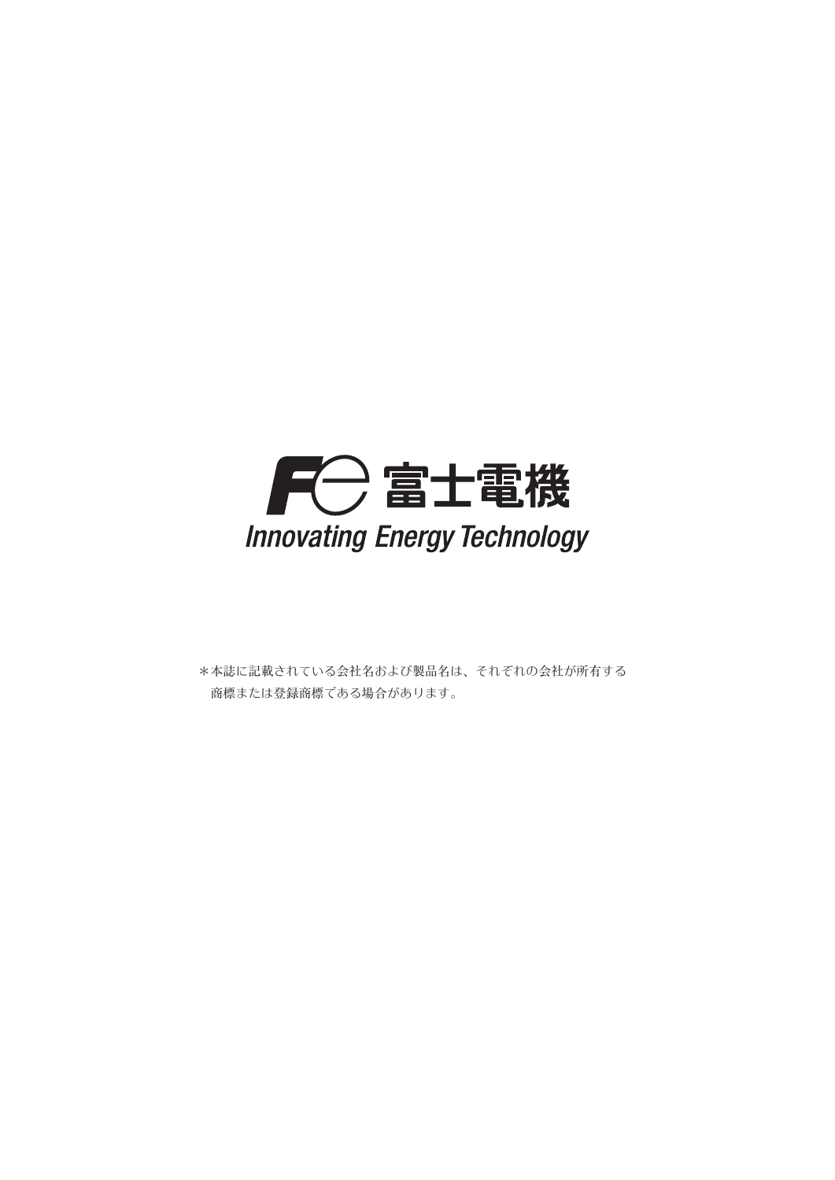富士電機

Innovating Energy Technology

＊本誌に記載されている会社名および製品名は、それぞれの会社が所有する
商標または登録商標である場合があります。